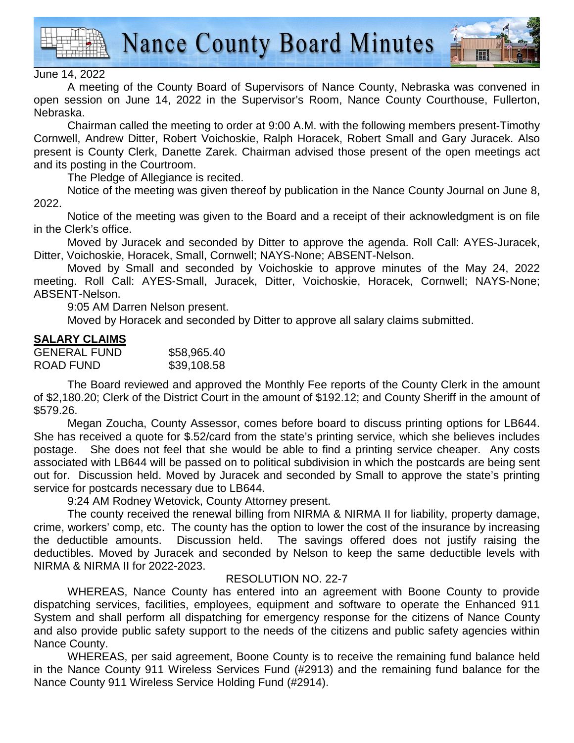# Nance County Board Minutes

June 14, 2022

A meeting of the County Board of Supervisors of Nance County, Nebraska was convened in open session on June 14, 2022 in the Supervisor's Room, Nance County Courthouse, Fullerton, Nebraska.

Chairman called the meeting to order at 9:00 A.M. with the following members present-Timothy Cornwell, Andrew Ditter, Robert Voichoskie, Ralph Horacek, Robert Small and Gary Juracek. Also present is County Clerk, Danette Zarek. Chairman advised those present of the open meetings act and its posting in the Courtroom.

The Pledge of Allegiance is recited.

Notice of the meeting was given thereof by publication in the Nance County Journal on June 8, 2022.

Notice of the meeting was given to the Board and a receipt of their acknowledgment is on file in the Clerk's office.

Moved by Juracek and seconded by Ditter to approve the agenda. Roll Call: AYES-Juracek, Ditter, Voichoskie, Horacek, Small, Cornwell; NAYS-None; ABSENT-Nelson.

Moved by Small and seconded by Voichoskie to approve minutes of the May 24, 2022 meeting. Roll Call: AYES-Small, Juracek, Ditter, Voichoskie, Horacek, Cornwell; NAYS-None; ABSENT-Nelson.

9:05 AM Darren Nelson present.

Moved by Horacek and seconded by Ditter to approve all salary claims submitted.

**SALARY CLAIMS**

| | |
|---|---|
| GENERAL FUND | $58,965.40 |
| ROAD FUND | $39,108.58 |

The Board reviewed and approved the Monthly Fee reports of the County Clerk in the amount of $2,180.20; Clerk of the District Court in the amount of $192.12; and County Sheriff in the amount of $579.26.

Megan Zoucha, County Assessor, comes before board to discuss printing options for LB644. She has received a quote for $.52/card from the state's printing service, which she believes includes postage. She does not feel that she would be able to find a printing service cheaper. Any costs associated with LB644 will be passed on to political subdivision in which the postcards are being sent out for. Discussion held. Moved by Juracek and seconded by Small to approve the state's printing service for postcards necessary due to LB644.

9:24 AM Rodney Wetovick, County Attorney present.

The county received the renewal billing from NIRMA & NIRMA II for liability, property damage, crime, workers' comp, etc. The county has the option to lower the cost of the insurance by increasing the deductible amounts. Discussion held. The savings offered does not justify raising the deductibles. Moved by Juracek and seconded by Nelson to keep the same deductible levels with NIRMA & NIRMA II for 2022-2023.

RESOLUTION NO. 22-7

WHEREAS, Nance County has entered into an agreement with Boone County to provide dispatching services, facilities, employees, equipment and software to operate the Enhanced 911 System and shall perform all dispatching for emergency response for the citizens of Nance County and also provide public safety support to the needs of the citizens and public safety agencies within Nance County.

WHEREAS, per said agreement, Boone County is to receive the remaining fund balance held in the Nance County 911 Wireless Services Fund (#2913) and the remaining fund balance for the Nance County 911 Wireless Service Holding Fund (#2914).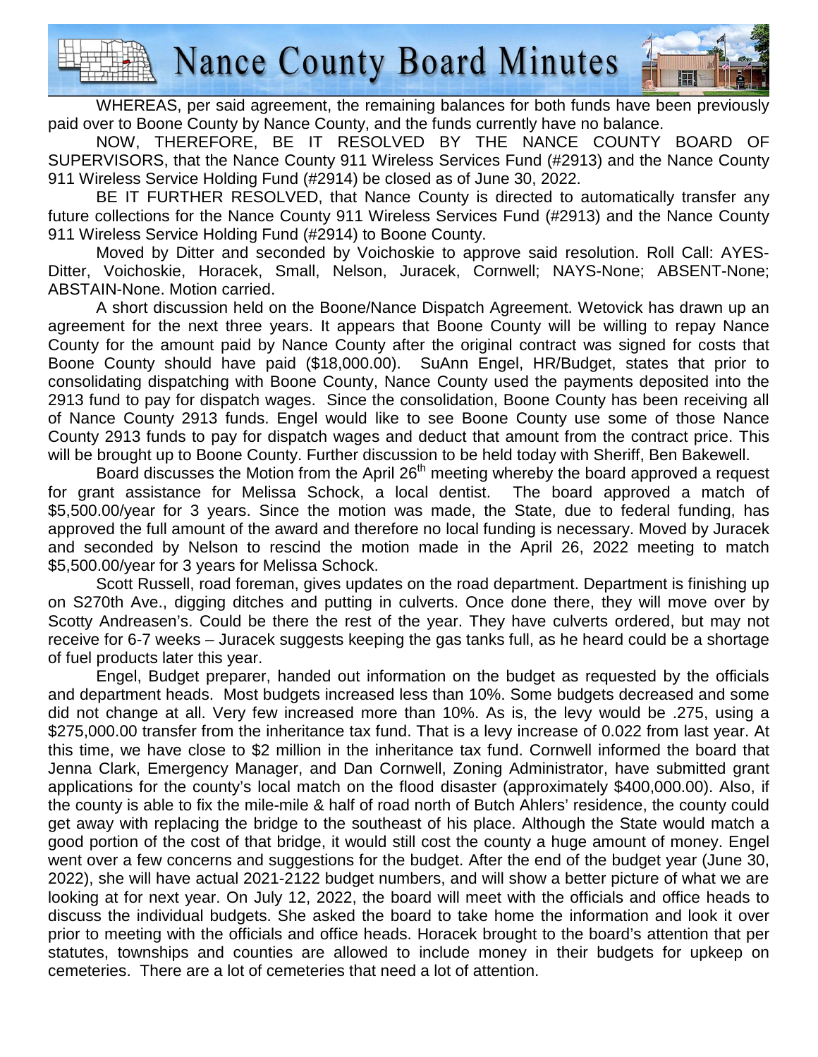WHEREAS, per said agreement, the remaining balances for both funds have been previously paid over to Boone County by Nance County, and the funds currently have no balance.

NOW, THEREFORE, BE IT RESOLVED BY THE NANCE COUNTY BOARD OF SUPERVISORS, that the Nance County 911 Wireless Services Fund (#2913) and the Nance County 911 Wireless Service Holding Fund (#2914) be closed as of June 30, 2022.

BE IT FURTHER RESOLVED, that Nance County is directed to automatically transfer any future collections for the Nance County 911 Wireless Services Fund (#2913) and the Nance County 911 Wireless Service Holding Fund (#2914) to Boone County.

Moved by Ditter and seconded by Voichoskie to approve said resolution. Roll Call: AYES-Ditter, Voichoskie, Horacek, Small, Nelson, Juracek, Cornwell; NAYS-None; ABSENT-None; ABSTAIN-None. Motion carried.

A short discussion held on the Boone/Nance Dispatch Agreement. Wetovick has drawn up an agreement for the next three years. It appears that Boone County will be willing to repay Nance County for the amount paid by Nance County after the original contract was signed for costs that Boone County should have paid ($18,000.00). SuAnn Engel, HR/Budget, states that prior to consolidating dispatching with Boone County, Nance County used the payments deposited into the 2913 fund to pay for dispatch wages. Since the consolidation, Boone County has been receiving all of Nance County 2913 funds. Engel would like to see Boone County use some of those Nance County 2913 funds to pay for dispatch wages and deduct that amount from the contract price. This will be brought up to Boone County. Further discussion to be held today with Sheriff, Ben Bakewell.

Board discusses the Motion from the April 26th meeting whereby the board approved a request for grant assistance for Melissa Schock, a local dentist. The board approved a match of $5,500.00/year for 3 years. Since the motion was made, the State, due to federal funding, has approved the full amount of the award and therefore no local funding is necessary. Moved by Juracek and seconded by Nelson to rescind the motion made in the April 26, 2022 meeting to match $5,500.00/year for 3 years for Melissa Schock.

Scott Russell, road foreman, gives updates on the road department. Department is finishing up on S270th Ave., digging ditches and putting in culverts. Once done there, they will move over by Scotty Andreasen's. Could be there the rest of the year. They have culverts ordered, but may not receive for 6-7 weeks – Juracek suggests keeping the gas tanks full, as he heard could be a shortage of fuel products later this year.

Engel, Budget preparer, handed out information on the budget as requested by the officials and department heads. Most budgets increased less than 10%. Some budgets decreased and some did not change at all. Very few increased more than 10%. As is, the levy would be .275, using a $275,000.00 transfer from the inheritance tax fund. That is a levy increase of 0.022 from last year. At this time, we have close to $2 million in the inheritance tax fund. Cornwell informed the board that Jenna Clark, Emergency Manager, and Dan Cornwell, Zoning Administrator, have submitted grant applications for the county's local match on the flood disaster (approximately $400,000.00). Also, if the county is able to fix the mile-mile & half of road north of Butch Ahlers' residence, the county could get away with replacing the bridge to the southeast of his place. Although the State would match a good portion of the cost of that bridge, it would still cost the county a huge amount of money. Engel went over a few concerns and suggestions for the budget. After the end of the budget year (June 30, 2022), she will have actual 2021-2122 budget numbers, and will show a better picture of what we are looking at for next year. On July 12, 2022, the board will meet with the officials and office heads to discuss the individual budgets. She asked the board to take home the information and look it over prior to meeting with the officials and office heads. Horacek brought to the board's attention that per statutes, townships and counties are allowed to include money in their budgets for upkeep on cemeteries. There are a lot of cemeteries that need a lot of attention.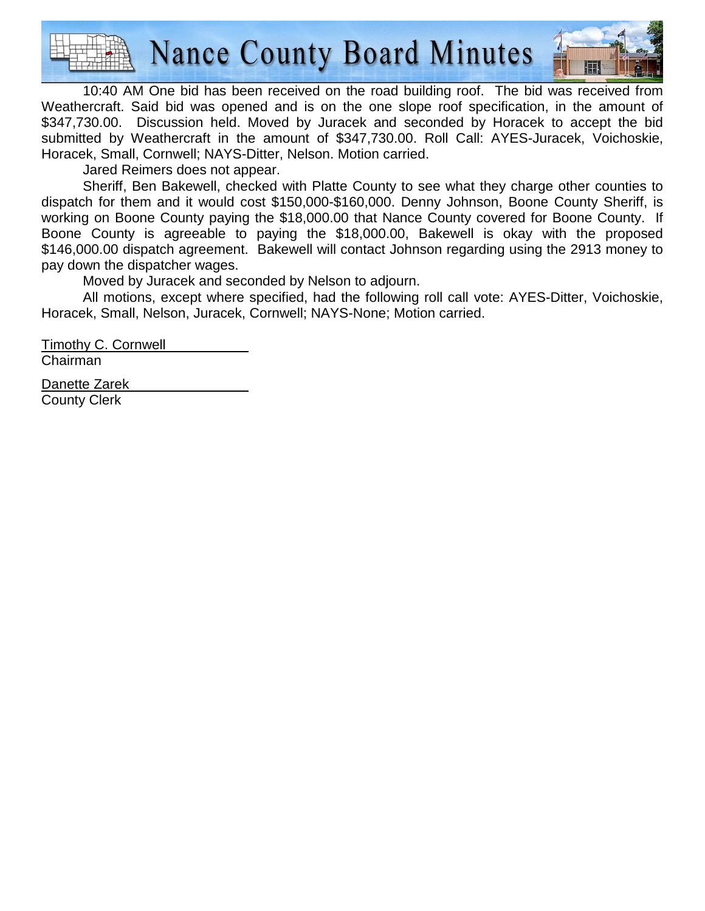10:40 AM One bid has been received on the road building roof. The bid was received from Weathercraft. Said bid was opened and is on the one slope roof specification, in the amount of $347,730.00. Discussion held. Moved by Juracek and seconded by Horacek to accept the bid submitted by Weathercraft in the amount of $347,730.00. Roll Call: AYES-Juracek, Voichoskie, Horacek, Small, Cornwell; NAYS-Ditter, Nelson. Motion carried.

Jared Reimers does not appear.

Sheriff, Ben Bakewell, checked with Platte County to see what they charge other counties to dispatch for them and it would cost $150,000-$160,000. Denny Johnson, Boone County Sheriff, is working on Boone County paying the $18,000.00 that Nance County covered for Boone County. If Boone County is agreeable to paying the $18,000.00, Bakewell is okay with the proposed $146,000.00 dispatch agreement. Bakewell will contact Johnson regarding using the 2913 money to pay down the dispatcher wages.

Moved by Juracek and seconded by Nelson to adjourn.

All motions, except where specified, had the following roll call vote: AYES-Ditter, Voichoskie, Horacek, Small, Nelson, Juracek, Cornwell; NAYS-None; Motion carried.

Timothy C. Cornwell
Chairman

Danette Zarek
County Clerk